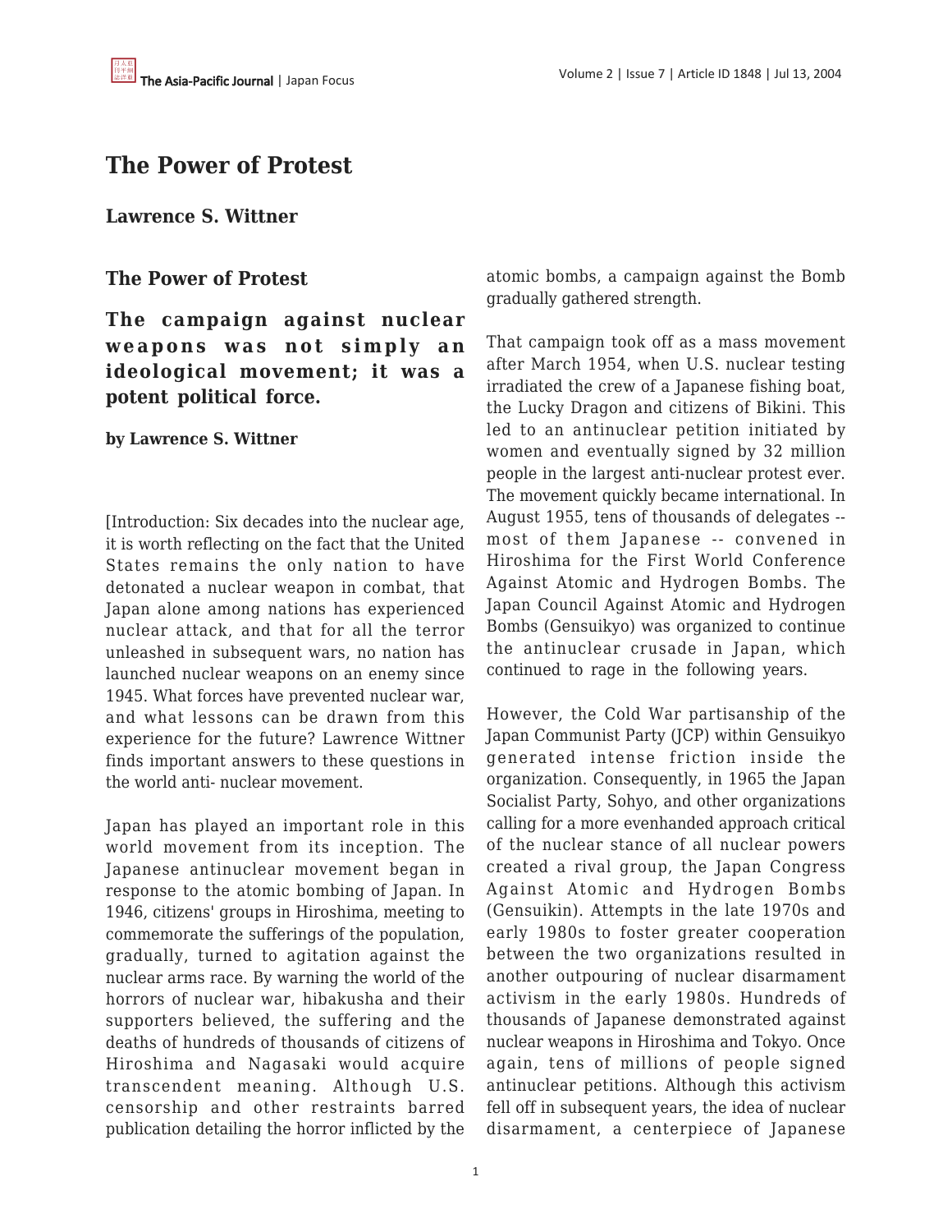# The Power of Protest

## Lawrence S. Wittner

### The Power of Protest

**The campaign against nuclear weapons was not simply an ideological movement; it was a potent political force.**

**by Lawrence S. Wittner**

[Introduction: Six decades into the nuclear age, it is worth reflecting on the fact that the United States remains the only nation to have detonated a nuclear weapon in combat, that Japan alone among nations has experienced nuclear attack, and that for all the terror unleashed in subsequent wars, no nation has launched nuclear weapons on an enemy since 1945. What forces have prevented nuclear war, and what lessons can be drawn from this experience for the future? Lawrence Wittner finds important answers to these questions in the world anti- nuclear movement.

Japan has played an important role in this world movement from its inception. The Japanese antinuclear movement began in response to the atomic bombing of Japan. In 1946, citizens' groups in Hiroshima, meeting to commemorate the sufferings of the population, gradually, turned to agitation against the nuclear arms race. By warning the world of the horrors of nuclear war, hibakusha and their supporters believed, the suffering and the deaths of hundreds of thousands of citizens of Hiroshima and Nagasaki would acquire transcendent meaning. Although U.S. censorship and other restraints barred publication detailing the horror inflicted by the atomic bombs, a campaign against the Bomb gradually gathered strength.

That campaign took off as a mass movement after March 1954, when U.S. nuclear testing irradiated the crew of a Japanese fishing boat, the Lucky Dragon and citizens of Bikini. This led to an antinuclear petition initiated by women and eventually signed by 32 million people in the largest anti-nuclear protest ever. The movement quickly became international. In August 1955, tens of thousands of delegates -- most of them Japanese -- convened in Hiroshima for the First World Conference Against Atomic and Hydrogen Bombs. The Japan Council Against Atomic and Hydrogen Bombs (Gensuikyo) was organized to continue the antinuclear crusade in Japan, which continued to rage in the following years.

However, the Cold War partisanship of the Japan Communist Party (JCP) within Gensuikyo generated intense friction inside the organization. Consequently, in 1965 the Japan Socialist Party, Sohyo, and other organizations calling for a more evenhanded approach critical of the nuclear stance of all nuclear powers created a rival group, the Japan Congress Against Atomic and Hydrogen Bombs (Gensuikin). Attempts in the late 1970s and early 1980s to foster greater cooperation between the two organizations resulted in another outpouring of nuclear disarmament activism in the early 1980s. Hundreds of thousands of Japanese demonstrated against nuclear weapons in Hiroshima and Tokyo. Once again, tens of millions of people signed antinuclear petitions. Although this activism fell off in subsequent years, the idea of nuclear disarmament, a centerpiece of Japanese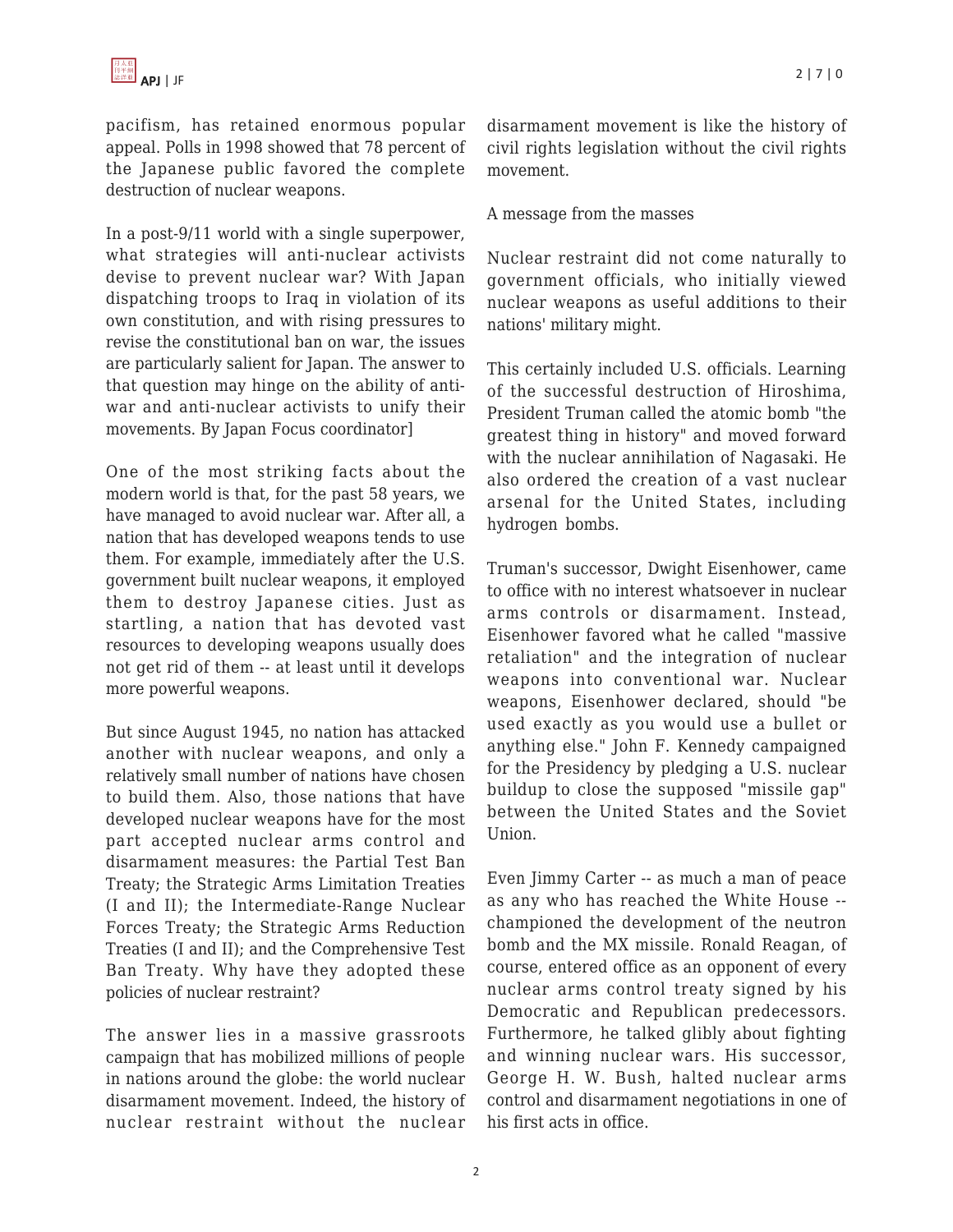pacifism, has retained enormous popular appeal. Polls in 1998 showed that 78 percent of the Japanese public favored the complete destruction of nuclear weapons.

In a post-9/11 world with a single superpower, what strategies will anti-nuclear activists devise to prevent nuclear war? With Japan dispatching troops to Iraq in violation of its own constitution, and with rising pressures to revise the constitutional ban on war, the issues are particularly salient for Japan. The answer to that question may hinge on the ability of anti-war and anti-nuclear activists to unify their movements. By Japan Focus coordinator]

One of the most striking facts about the modern world is that, for the past 58 years, we have managed to avoid nuclear war. After all, a nation that has developed weapons tends to use them. For example, immediately after the U.S. government built nuclear weapons, it employed them to destroy Japanese cities. Just as startling, a nation that has devoted vast resources to developing weapons usually does not get rid of them -- at least until it develops more powerful weapons.

But since August 1945, no nation has attacked another with nuclear weapons, and only a relatively small number of nations have chosen to build them. Also, those nations that have developed nuclear weapons have for the most part accepted nuclear arms control and disarmament measures: the Partial Test Ban Treaty; the Strategic Arms Limitation Treaties (I and II); the Intermediate-Range Nuclear Forces Treaty; the Strategic Arms Reduction Treaties (I and II); and the Comprehensive Test Ban Treaty. Why have they adopted these policies of nuclear restraint?

The answer lies in a massive grassroots campaign that has mobilized millions of people in nations around the globe: the world nuclear disarmament movement. Indeed, the history of nuclear restraint without the nuclear disarmament movement is like the history of civil rights legislation without the civil rights movement.

A message from the masses

Nuclear restraint did not come naturally to government officials, who initially viewed nuclear weapons as useful additions to their nations' military might.

This certainly included U.S. officials. Learning of the successful destruction of Hiroshima, President Truman called the atomic bomb "the greatest thing in history" and moved forward with the nuclear annihilation of Nagasaki. He also ordered the creation of a vast nuclear arsenal for the United States, including hydrogen bombs.

Truman's successor, Dwight Eisenhower, came to office with no interest whatsoever in nuclear arms controls or disarmament. Instead, Eisenhower favored what he called "massive retaliation" and the integration of nuclear weapons into conventional war. Nuclear weapons, Eisenhower declared, should "be used exactly as you would use a bullet or anything else." John F. Kennedy campaigned for the Presidency by pledging a U.S. nuclear buildup to close the supposed "missile gap" between the United States and the Soviet Union.

Even Jimmy Carter -- as much a man of peace as any who has reached the White House -- championed the development of the neutron bomb and the MX missile. Ronald Reagan, of course, entered office as an opponent of every nuclear arms control treaty signed by his Democratic and Republican predecessors. Furthermore, he talked glibly about fighting and winning nuclear wars. His successor, George H. W. Bush, halted nuclear arms control and disarmament negotiations in one of his first acts in office.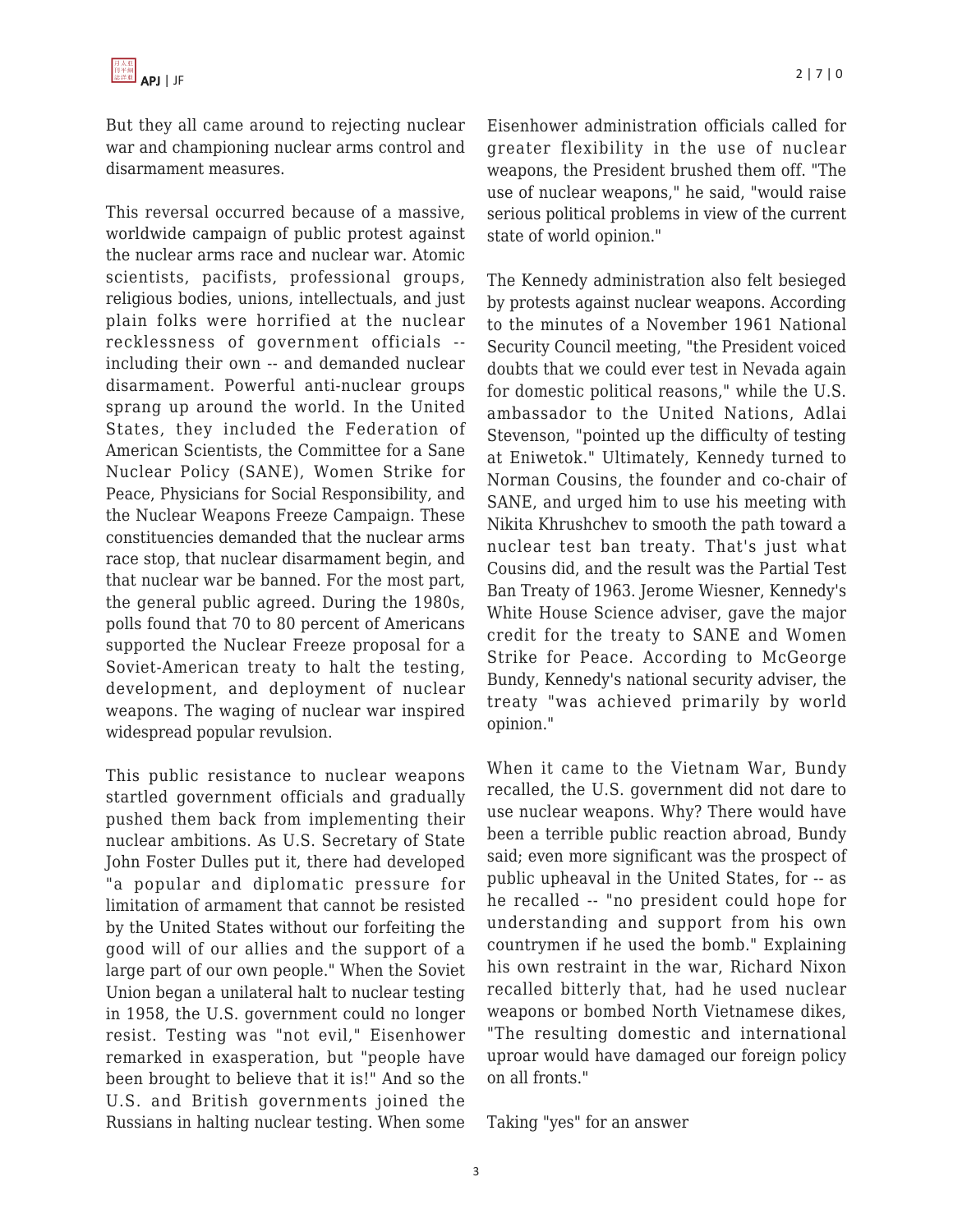But they all came around to rejecting nuclear war and championing nuclear arms control and disarmament measures.

This reversal occurred because of a massive, worldwide campaign of public protest against the nuclear arms race and nuclear war. Atomic scientists, pacifists, professional groups, religious bodies, unions, intellectuals, and just plain folks were horrified at the nuclear recklessness of government officials -- including their own -- and demanded nuclear disarmament. Powerful anti-nuclear groups sprang up around the world. In the United States, they included the Federation of American Scientists, the Committee for a Sane Nuclear Policy (SANE), Women Strike for Peace, Physicians for Social Responsibility, and the Nuclear Weapons Freeze Campaign. These constituencies demanded that the nuclear arms race stop, that nuclear disarmament begin, and that nuclear war be banned. For the most part, the general public agreed. During the 1980s, polls found that 70 to 80 percent of Americans supported the Nuclear Freeze proposal for a Soviet-American treaty to halt the testing, development, and deployment of nuclear weapons. The waging of nuclear war inspired widespread popular revulsion.

This public resistance to nuclear weapons startled government officials and gradually pushed them back from implementing their nuclear ambitions. As U.S. Secretary of State John Foster Dulles put it, there had developed "a popular and diplomatic pressure for limitation of armament that cannot be resisted by the United States without our forfeiting the good will of our allies and the support of a large part of our own people." When the Soviet Union began a unilateral halt to nuclear testing in 1958, the U.S. government could no longer resist. Testing was "not evil," Eisenhower remarked in exasperation, but "people have been brought to believe that it is!" And so the U.S. and British governments joined the Russians in halting nuclear testing. When some Eisenhower administration officials called for greater flexibility in the use of nuclear weapons, the President brushed them off. "The use of nuclear weapons," he said, "would raise serious political problems in view of the current state of world opinion."

The Kennedy administration also felt besieged by protests against nuclear weapons. According to the minutes of a November 1961 National Security Council meeting, "the President voiced doubts that we could ever test in Nevada again for domestic political reasons," while the U.S. ambassador to the United Nations, Adlai Stevenson, "pointed up the difficulty of testing at Eniwetok." Ultimately, Kennedy turned to Norman Cousins, the founder and co-chair of SANE, and urged him to use his meeting with Nikita Khrushchev to smooth the path toward a nuclear test ban treaty. That's just what Cousins did, and the result was the Partial Test Ban Treaty of 1963. Jerome Wiesner, Kennedy's White House Science adviser, gave the major credit for the treaty to SANE and Women Strike for Peace. According to McGeorge Bundy, Kennedy's national security adviser, the treaty "was achieved primarily by world opinion."

When it came to the Vietnam War, Bundy recalled, the U.S. government did not dare to use nuclear weapons. Why? There would have been a terrible public reaction abroad, Bundy said; even more significant was the prospect of public upheaval in the United States, for -- as he recalled -- "no president could hope for understanding and support from his own countrymen if he used the bomb." Explaining his own restraint in the war, Richard Nixon recalled bitterly that, had he used nuclear weapons or bombed North Vietnamese dikes, "The resulting domestic and international uproar would have damaged our foreign policy on all fronts."

## Taking "yes" for an answer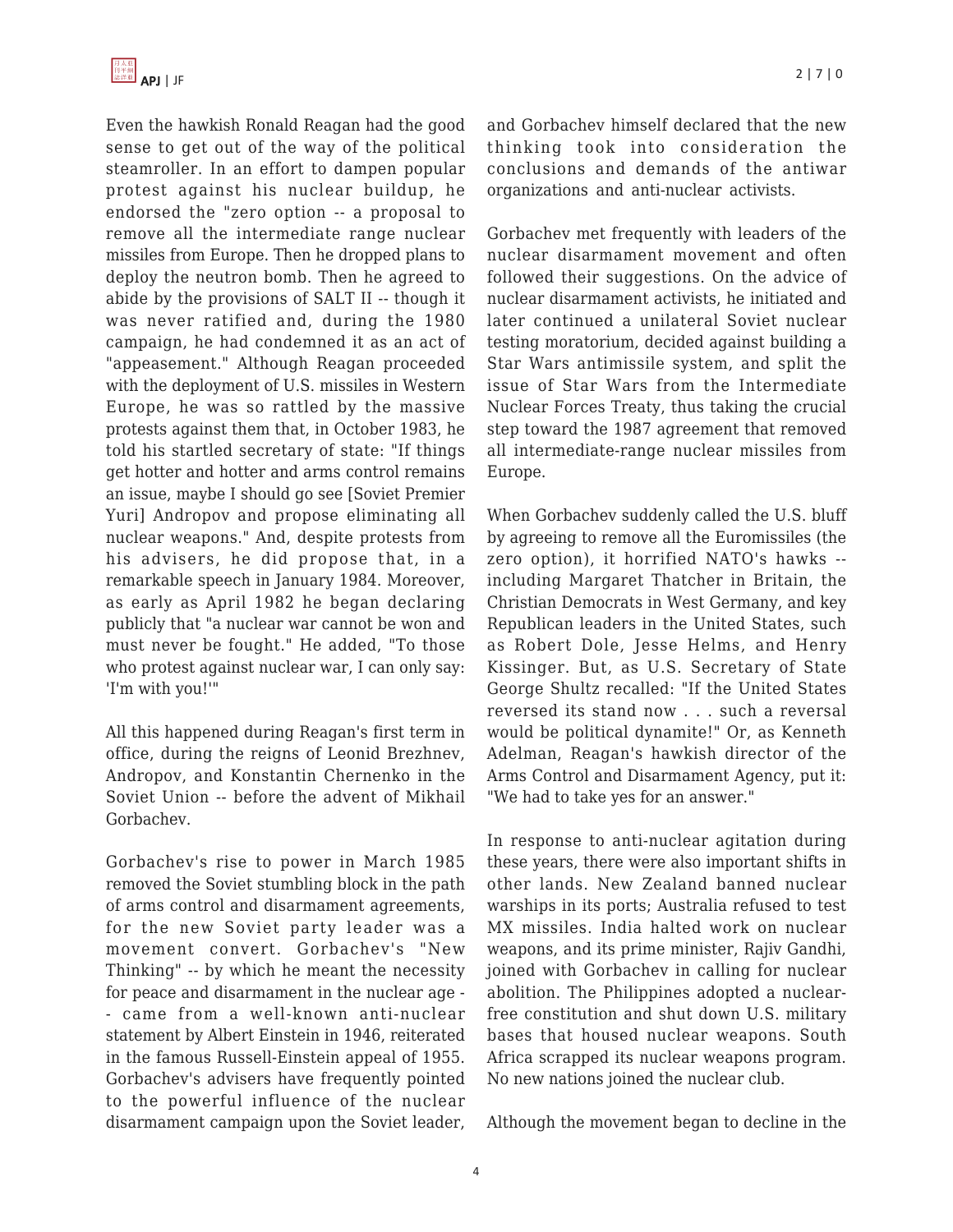Even the hawkish Ronald Reagan had the good sense to get out of the way of the political steamroller. In an effort to dampen popular protest against his nuclear buildup, he endorsed the "zero option -- a proposal to remove all the intermediate range nuclear missiles from Europe. Then he dropped plans to deploy the neutron bomb. Then he agreed to abide by the provisions of SALT II -- though it was never ratified and, during the 1980 campaign, he had condemned it as an act of "appeasement." Although Reagan proceeded with the deployment of U.S. missiles in Western Europe, he was so rattled by the massive protests against them that, in October 1983, he told his startled secretary of state: "If things get hotter and hotter and arms control remains an issue, maybe I should go see [Soviet Premier Yuri] Andropov and propose eliminating all nuclear weapons." And, despite protests from his advisers, he did propose that, in a remarkable speech in January 1984. Moreover, as early as April 1982 he began declaring publicly that "a nuclear war cannot be won and must never be fought." He added, "To those who protest against nuclear war, I can only say: 'I'm with you!'"

All this happened during Reagan's first term in office, during the reigns of Leonid Brezhnev, Andropov, and Konstantin Chernenko in the Soviet Union -- before the advent of Mikhail Gorbachev.

Gorbachev's rise to power in March 1985 removed the Soviet stumbling block in the path of arms control and disarmament agreements, for the new Soviet party leader was a movement convert. Gorbachev's "New Thinking" -- by which he meant the necessity for peace and disarmament in the nuclear age -- came from a well-known anti-nuclear statement by Albert Einstein in 1946, reiterated in the famous Russell-Einstein appeal of 1955. Gorbachev's advisers have frequently pointed to the powerful influence of the nuclear disarmament campaign upon the Soviet leader, and Gorbachev himself declared that the new thinking took into consideration the conclusions and demands of the antiwar organizations and anti-nuclear activists.

Gorbachev met frequently with leaders of the nuclear disarmament movement and often followed their suggestions. On the advice of nuclear disarmament activists, he initiated and later continued a unilateral Soviet nuclear testing moratorium, decided against building a Star Wars antimissile system, and split the issue of Star Wars from the Intermediate Nuclear Forces Treaty, thus taking the crucial step toward the 1987 agreement that removed all intermediate-range nuclear missiles from Europe.

When Gorbachev suddenly called the U.S. bluff by agreeing to remove all the Euromissiles (the zero option), it horrified NATO's hawks -- including Margaret Thatcher in Britain, the Christian Democrats in West Germany, and key Republican leaders in the United States, such as Robert Dole, Jesse Helms, and Henry Kissinger. But, as U.S. Secretary of State George Shultz recalled: "If the United States reversed its stand now . . . such a reversal would be political dynamite!" Or, as Kenneth Adelman, Reagan's hawkish director of the Arms Control and Disarmament Agency, put it: "We had to take yes for an answer."

In response to anti-nuclear agitation during these years, there were also important shifts in other lands. New Zealand banned nuclear warships in its ports; Australia refused to test MX missiles. India halted work on nuclear weapons, and its prime minister, Rajiv Gandhi, joined with Gorbachev in calling for nuclear abolition. The Philippines adopted a nuclear-free constitution and shut down U.S. military bases that housed nuclear weapons. South Africa scrapped its nuclear weapons program. No new nations joined the nuclear club.

Although the movement began to decline in the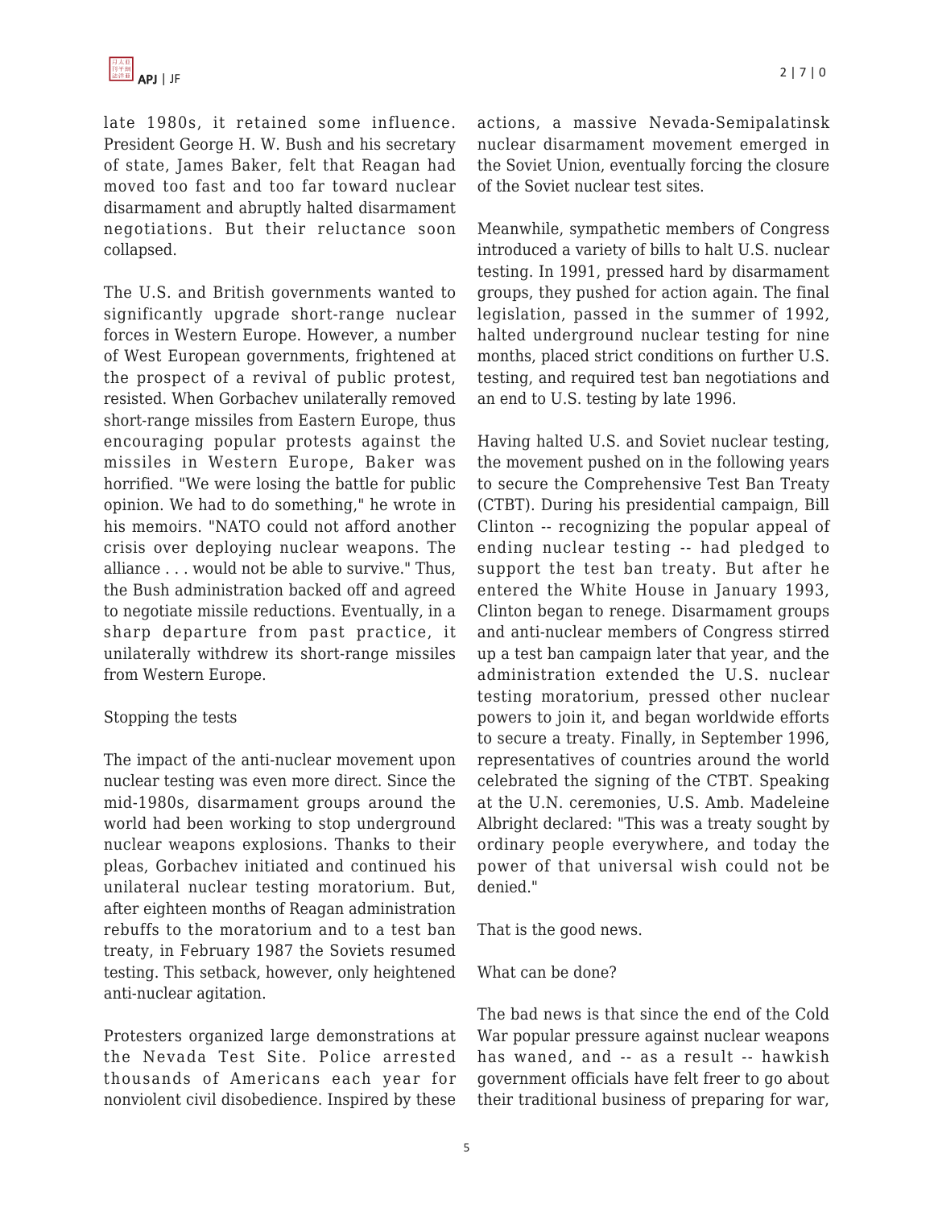late 1980s, it retained some influence. President George H. W. Bush and his secretary of state, James Baker, felt that Reagan had moved too fast and too far toward nuclear disarmament and abruptly halted disarmament negotiations. But their reluctance soon collapsed.

The U.S. and British governments wanted to significantly upgrade short-range nuclear forces in Western Europe. However, a number of West European governments, frightened at the prospect of a revival of public protest, resisted. When Gorbachev unilaterally removed short-range missiles from Eastern Europe, thus encouraging popular protests against the missiles in Western Europe, Baker was horrified. "We were losing the battle for public opinion. We had to do something," he wrote in his memoirs. "NATO could not afford another crisis over deploying nuclear weapons. The alliance . . . would not be able to survive." Thus, the Bush administration backed off and agreed to negotiate missile reductions. Eventually, in a sharp departure from past practice, it unilaterally withdrew its short-range missiles from Western Europe.

## Stopping the tests

The impact of the anti-nuclear movement upon nuclear testing was even more direct. Since the mid-1980s, disarmament groups around the world had been working to stop underground nuclear weapons explosions. Thanks to their pleas, Gorbachev initiated and continued his unilateral nuclear testing moratorium. But, after eighteen months of Reagan administration rebuffs to the moratorium and to a test ban treaty, in February 1987 the Soviets resumed testing. This setback, however, only heightened anti-nuclear agitation.

Protesters organized large demonstrations at the Nevada Test Site. Police arrested thousands of Americans each year for nonviolent civil disobedience. Inspired by these actions, a massive Nevada-Semipalatinsk nuclear disarmament movement emerged in the Soviet Union, eventually forcing the closure of the Soviet nuclear test sites.

Meanwhile, sympathetic members of Congress introduced a variety of bills to halt U.S. nuclear testing. In 1991, pressed hard by disarmament groups, they pushed for action again. The final legislation, passed in the summer of 1992, halted underground nuclear testing for nine months, placed strict conditions on further U.S. testing, and required test ban negotiations and an end to U.S. testing by late 1996.

Having halted U.S. and Soviet nuclear testing, the movement pushed on in the following years to secure the Comprehensive Test Ban Treaty (CTBT). During his presidential campaign, Bill Clinton -- recognizing the popular appeal of ending nuclear testing -- had pledged to support the test ban treaty. But after he entered the White House in January 1993, Clinton began to renege. Disarmament groups and anti-nuclear members of Congress stirred up a test ban campaign later that year, and the administration extended the U.S. nuclear testing moratorium, pressed other nuclear powers to join it, and began worldwide efforts to secure a treaty. Finally, in September 1996, representatives of countries around the world celebrated the signing of the CTBT. Speaking at the U.N. ceremonies, U.S. Amb. Madeleine Albright declared: "This was a treaty sought by ordinary people everywhere, and today the power of that universal wish could not be denied."

That is the good news.

## What can be done?

The bad news is that since the end of the Cold War popular pressure against nuclear weapons has waned, and -- as a result -- hawkish government officials have felt freer to go about their traditional business of preparing for war,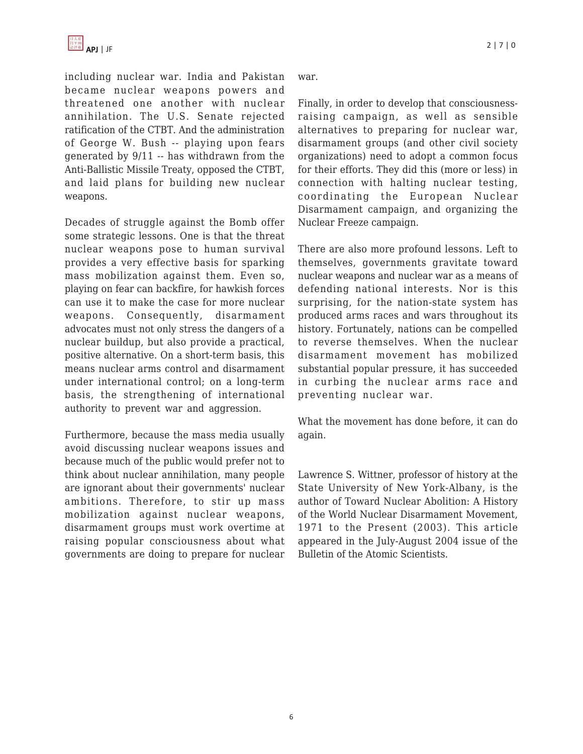including nuclear war. India and Pakistan became nuclear weapons powers and threatened one another with nuclear annihilation. The U.S. Senate rejected ratification of the CTBT. And the administration of George W. Bush -- playing upon fears generated by 9/11 -- has withdrawn from the Anti-Ballistic Missile Treaty, opposed the CTBT, and laid plans for building new nuclear weapons.

Decades of struggle against the Bomb offer some strategic lessons. One is that the threat nuclear weapons pose to human survival provides a very effective basis for sparking mass mobilization against them. Even so, playing on fear can backfire, for hawkish forces can use it to make the case for more nuclear weapons. Consequently, disarmament advocates must not only stress the dangers of a nuclear buildup, but also provide a practical, positive alternative. On a short-term basis, this means nuclear arms control and disarmament under international control; on a long-term basis, the strengthening of international authority to prevent war and aggression.

Furthermore, because the mass media usually avoid discussing nuclear weapons issues and because much of the public would prefer not to think about nuclear annihilation, many people are ignorant about their governments' nuclear ambitions. Therefore, to stir up mass mobilization against nuclear weapons, disarmament groups must work overtime at raising popular consciousness about what governments are doing to prepare for nuclear war.

Finally, in order to develop that consciousness-raising campaign, as well as sensible alternatives to preparing for nuclear war, disarmament groups (and other civil society organizations) need to adopt a common focus for their efforts. They did this (more or less) in connection with halting nuclear testing, coordinating the European Nuclear Disarmament campaign, and organizing the Nuclear Freeze campaign.

There are also more profound lessons. Left to themselves, governments gravitate toward nuclear weapons and nuclear war as a means of defending national interests. Nor is this surprising, for the nation-state system has produced arms races and wars throughout its history. Fortunately, nations can be compelled to reverse themselves. When the nuclear disarmament movement has mobilized substantial popular pressure, it has succeeded in curbing the nuclear arms race and preventing nuclear war.

What the movement has done before, it can do again.

Lawrence S. Wittner, professor of history at the State University of New York-Albany, is the author of Toward Nuclear Abolition: A History of the World Nuclear Disarmament Movement, 1971 to the Present (2003). This article appeared in the July-August 2004 issue of the Bulletin of the Atomic Scientists.